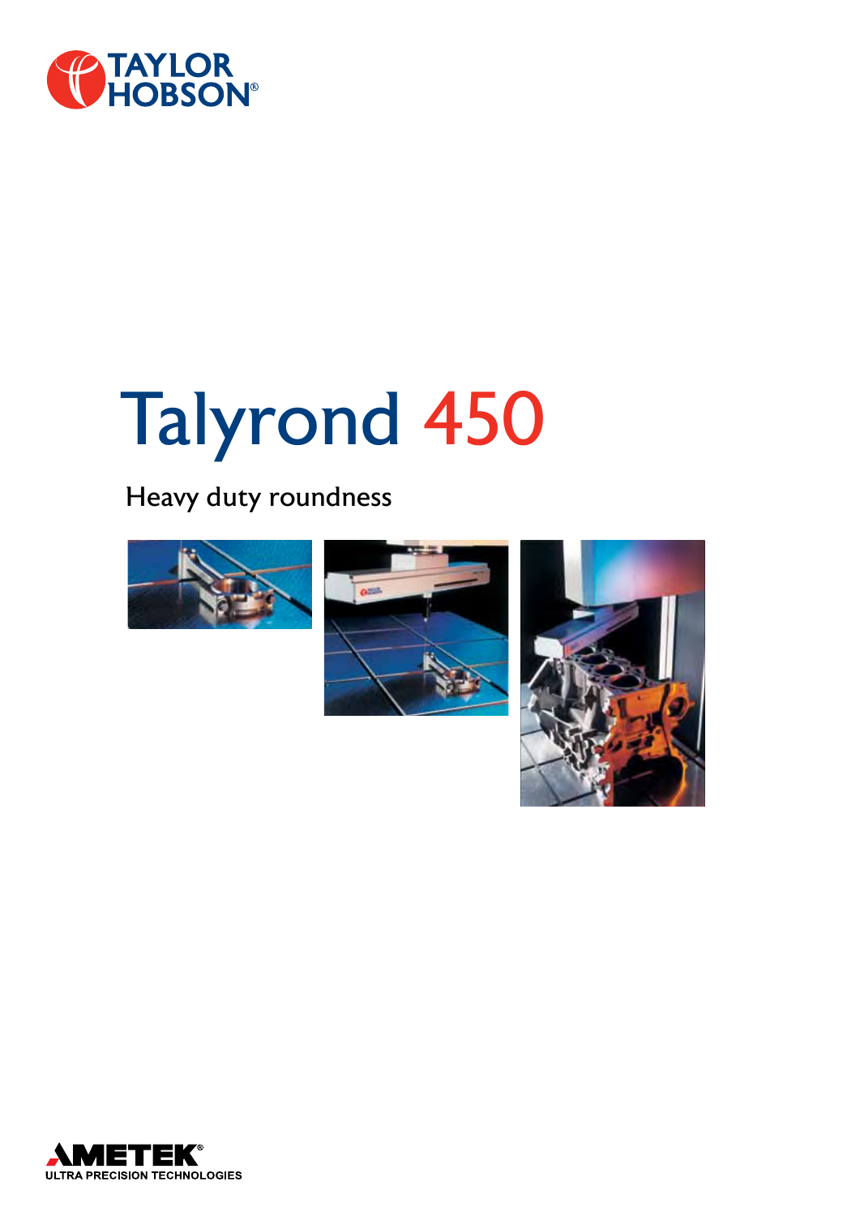TAYLOR HOBSON®

# Talyrond 450

## Heavy duty roundness

AMETEK®
ULTRA PRECISION TECHNOLOGIES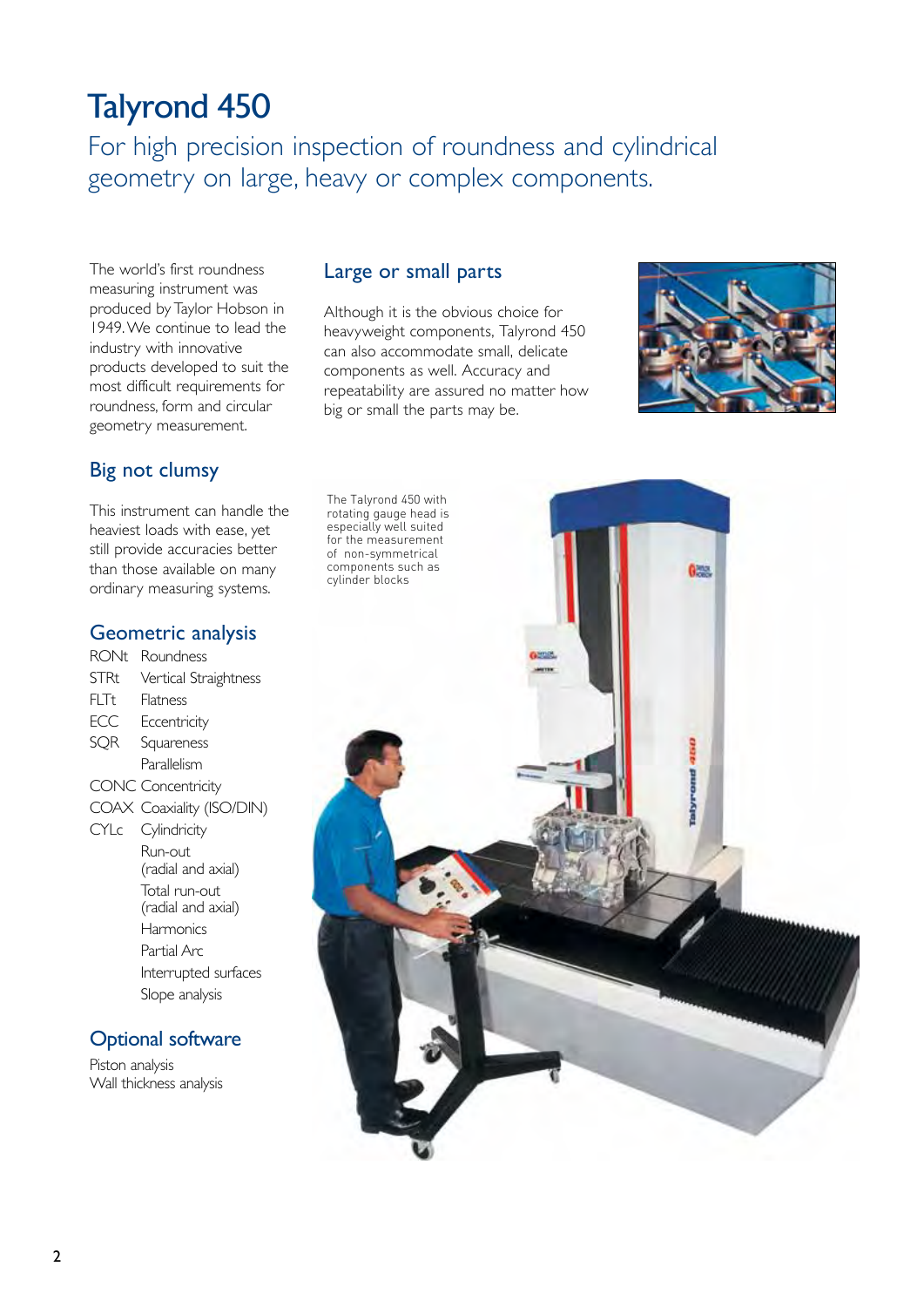# Talyrond 450

For high precision inspection of roundness and cylindrical geometry on large, heavy or complex components.

The world's first roundness measuring instrument was produced by Taylor Hobson in 1949. We continue to lead the industry with innovative products developed to suit the most difficult requirements for roundness, form and circular geometry measurement.

## Big not clumsy

This instrument can handle the heaviest loads with ease, yet still provide accuracies better than those available on many ordinary measuring systems.

## Geometric analysis

| | |
|---|---|
| RONt | Roundness |
| STRt | Vertical Straightness |
| FLTt | Flatness |
| ECC | Eccentricity |
| SQR | Squareness |
| | Parallelism |
| CONC | Concentricity |
| COAX | Coaxiality (ISO/DIN) |
| CYLc | Cylindricity |
| | Run-out (radial and axial) |
| | Total run-out (radial and axial) |
| | Harmonics |
| | Partial Arc |
| | Interrupted surfaces |
| | Slope analysis |

## Optional software

Piston analysis
Wall thickness analysis

## Large or small parts

Although it is the obvious choice for heavyweight components, Talyrond 450 can also accommodate small, delicate components as well. Accuracy and repeatability are assured no matter how big or small the parts may be.

The Talyrond 450 with rotating gauge head is especially well suited for the measurement of non-symmetrical components such as cylinder blocks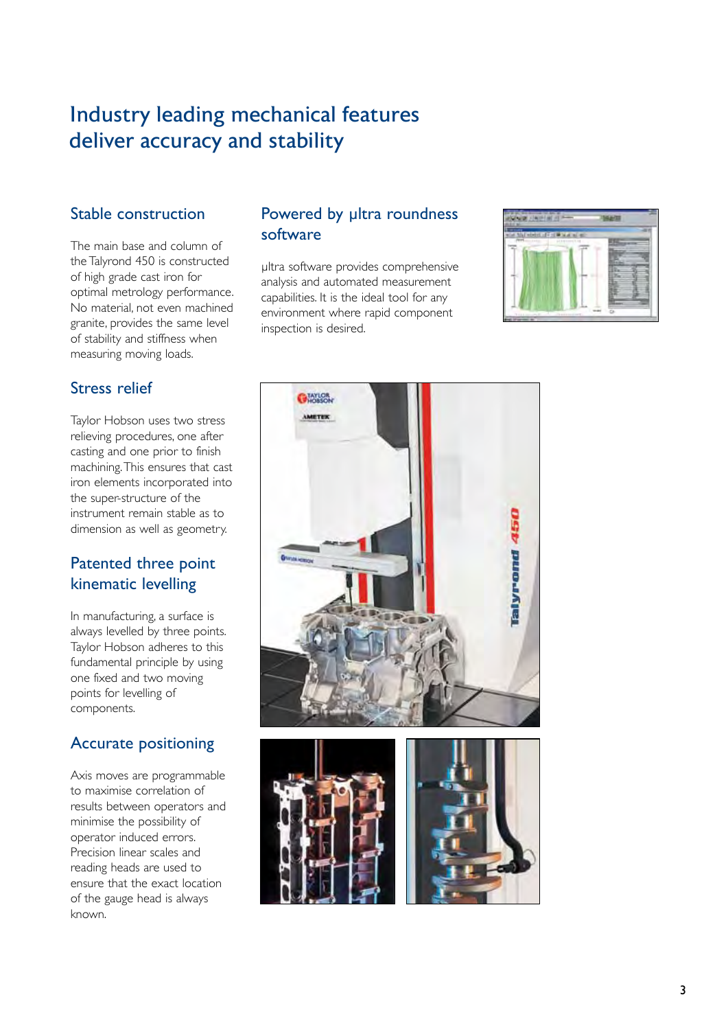# Industry leading mechanical features deliver accuracy and stability

## Stable construction

The main base and column of the Talyrond 450 is constructed of high grade cast iron for optimal metrology performance. No material, not even machined granite, provides the same level of stability and stiffness when measuring moving loads.

## Stress relief

Taylor Hobson uses two stress relieving procedures, one after casting and one prior to finish machining. This ensures that cast iron elements incorporated into the super-structure of the instrument remain stable as to dimension as well as geometry.

## Patented three point kinematic levelling

In manufacturing, a surface is always levelled by three points. Taylor Hobson adheres to this fundamental principle by using one fixed and two moving points for levelling of components.

## Accurate positioning

Axis moves are programmable to maximise correlation of results between operators and minimise the possibility of operator induced errors. Precision linear scales and reading heads are used to ensure that the exact location of the gauge head is always known.

## Powered by µltra roundness software

µltra software provides comprehensive analysis and automated measurement capabilities. It is the ideal tool for any environment where rapid component inspection is desired.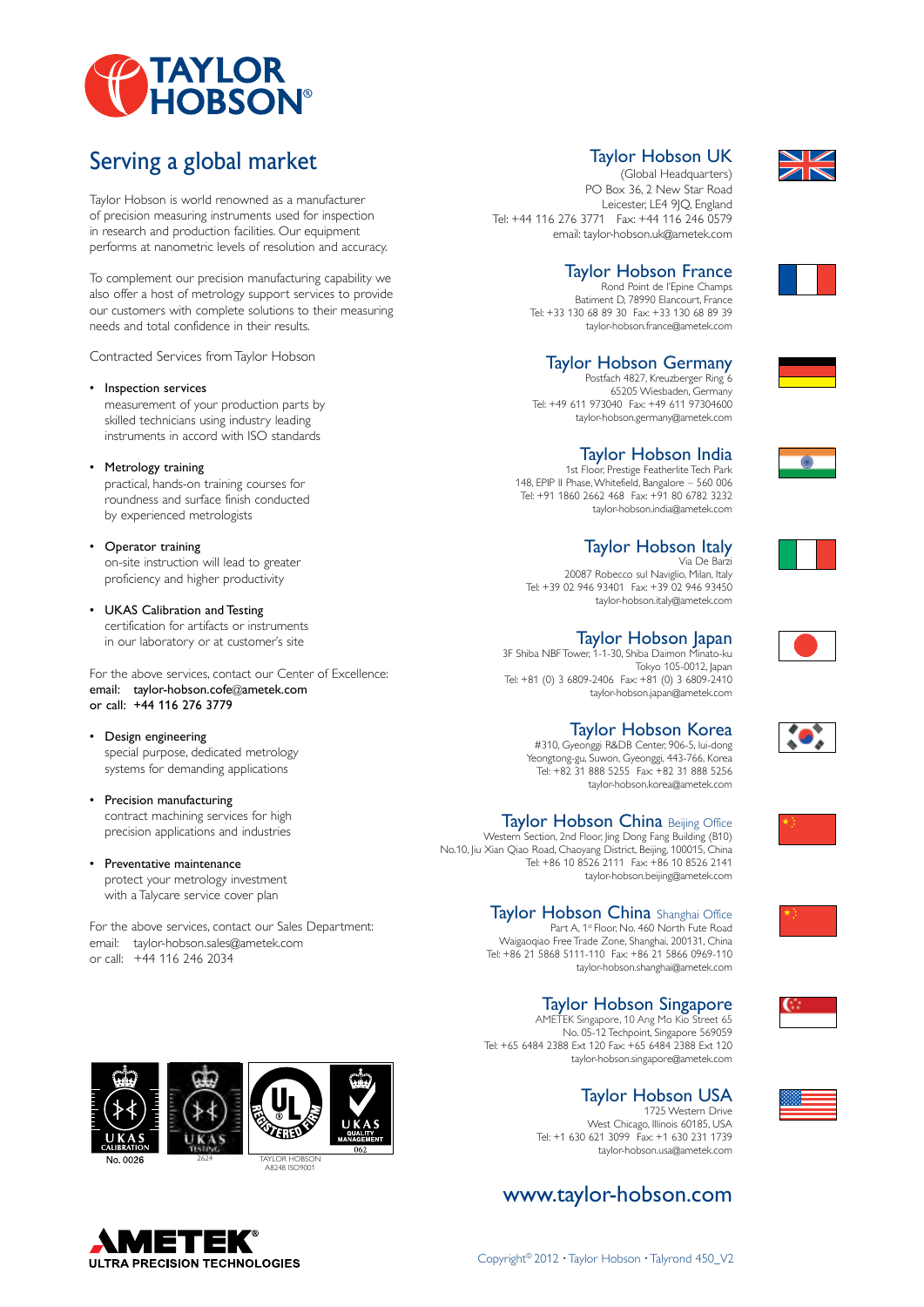# TAYLOR HOBSON®

## Serving a global market

Taylor Hobson is world renowned as a manufacturer of precision measuring instruments used for inspection in research and production facilities. Our equipment performs at nanometric levels of resolution and accuracy.

To complement our precision manufacturing capability we also offer a host of metrology support services to provide our customers with complete solutions to their measuring needs and total confidence in their results.

Contracted Services from Taylor Hobson

- Inspection services
  measurement of your production parts by skilled technicians using industry leading instruments in accord with ISO standards
- Metrology training
  practical, hands-on training courses for roundness and surface finish conducted by experienced metrologists
- Operator training
  on-site instruction will lead to greater proficiency and higher productivity
- UKAS Calibration and Testing
  certification for artifacts or instruments in our laboratory or at customer's site

For the above services, contact our Center of Excellence:
**email: taylor-hobson.cofe@ametek.com**
**or call: +44 116 276 3779**

- Design engineering
  special purpose, dedicated metrology systems for demanding applications
- Precision manufacturing
  contract machining services for high precision applications and industries
- Preventative maintenance
  protect your metrology investment with a Talycare service cover plan

For the above services, contact our Sales Department:
email: taylor-hobson.sales@ametek.com
or call: +44 116 246 2034

UKAS CALIBRATION No. 0026 · UKAS TESTING 2624 · UL REGISTERED FIRM TAYLOR HOBSON A8248 ISO9001 · UKAS QUALITY MANAGEMENT 062

### Taylor Hobson UK
(Global Headquarters)
PO Box 36, 2 New Star Road
Leicester, LE4 9JQ, England
Tel: +44 116 276 3771 Fax: +44 116 246 0579
email: taylor-hobson.uk@ametek.com

### Taylor Hobson France
Rond Point de l'Epine Champs
Batiment D, 78990 Elancourt, France
Tel: +33 130 68 89 30 Fax: +33 130 68 89 39
taylor-hobson.france@ametek.com

### Taylor Hobson Germany
Postfach 4827, Kreuzberger Ring 6
65205 Wiesbaden, Germany
Tel: +49 611 973040 Fax: +49 611 97304600
taylor-hobson.germany@ametek.com

### Taylor Hobson India
1st Floor, Prestige Featherlite Tech Park
148, EPIP II Phase, Whitefield, Bangalore – 560 006
Tel: +91 1860 2662 468 Fax: +91 80 6782 3232
taylor-hobson.india@ametek.com

### Taylor Hobson Italy
Via De Barzi
20087 Robecco sul Naviglio, Milan, Italy
Tel: +39 02 946 93401 Fax: +39 02 946 93450
taylor-hobson.italy@ametek.com

### Taylor Hobson Japan
3F Shiba NBF Tower, 1-1-30, Shiba Daimon Minato-ku
Tokyo 105-0012, Japan
Tel: +81 (0) 3 6809-2406 Fax: +81 (0) 3 6809-2410
taylor-hobson.japan@ametek.com

### Taylor Hobson Korea
#310, Gyeonggi R&DB Center, 906-5, Iui-dong
Yeongtong-gu, Suwon, Gyeonggi, 443-766, Korea
Tel: +82 31 888 5255 Fax: +82 31 888 5256
taylor-hobson.korea@ametek.com

### Taylor Hobson China Beijing Office
Western Section, 2nd Floor, Jing Dong Fang Building (B10)
No.10, Jiu Xian Qiao Road, Chaoyang District, Beijing, 100015, China
Tel: +86 10 8526 2111 Fax: +86 10 8526 2141
taylor-hobson.beijing@ametek.com

### Taylor Hobson China Shanghai Office
Part A, 1st Floor, No. 460 North Fute Road
Waigaoqiao Free Trade Zone, Shanghai, 200131, China
Tel: +86 21 5868 5111-110 Fax: +86 21 5866 0969-110
taylor-hobson.shanghai@ametek.com

### Taylor Hobson Singapore
AMETEK Singapore, 10 Ang Mo Kio Street 65
No. 05-12 Techpoint, Singapore 569059
Tel: +65 6484 2388 Ext 120 Fax: +65 6484 2388 Ext 120
taylor-hobson.singapore@ametek.com

### Taylor Hobson USA
1725 Western Drive
West Chicago, Illinois 60185, USA
Tel: +1 630 621 3099 Fax: +1 630 231 1739
taylor-hobson.usa@ametek.com

## www.taylor-hobson.com

AMETEK® ULTRA PRECISION TECHNOLOGIES

Copyright© 2012 · Taylor Hobson · Talyrond 450_V2